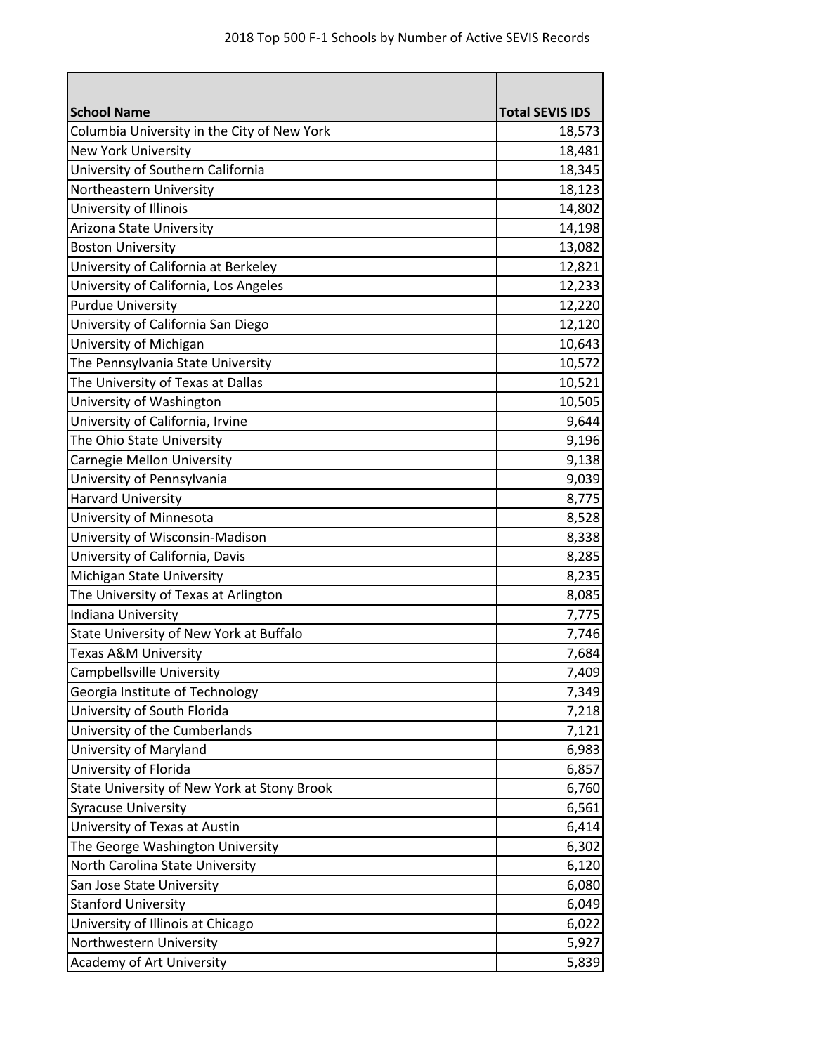# 2018 Top 500 F-1 Schools by Number of Active SEVIS Records

| School Name | Total SEVIS IDS |
|---|---:|
| Columbia University in the City of New York | 18,573 |
| New York University | 18,481 |
| University of Southern California | 18,345 |
| Northeastern University | 18,123 |
| University of Illinois | 14,802 |
| Arizona State University | 14,198 |
| Boston University | 13,082 |
| University of California at Berkeley | 12,821 |
| University of California, Los Angeles | 12,233 |
| Purdue University | 12,220 |
| University of California San Diego | 12,120 |
| University of Michigan | 10,643 |
| The Pennsylvania State University | 10,572 |
| The University of Texas at Dallas | 10,521 |
| University of Washington | 10,505 |
| University of California, Irvine | 9,644 |
| The Ohio State University | 9,196 |
| Carnegie Mellon University | 9,138 |
| University of Pennsylvania | 9,039 |
| Harvard University | 8,775 |
| University of Minnesota | 8,528 |
| University of Wisconsin-Madison | 8,338 |
| University of California, Davis | 8,285 |
| Michigan State University | 8,235 |
| The University of Texas at Arlington | 8,085 |
| Indiana University | 7,775 |
| State University of New York at Buffalo | 7,746 |
| Texas A&M University | 7,684 |
| Campbellsville University | 7,409 |
| Georgia Institute of Technology | 7,349 |
| University of South Florida | 7,218 |
| University of the Cumberlands | 7,121 |
| University of Maryland | 6,983 |
| University of Florida | 6,857 |
| State University of New York at Stony Brook | 6,760 |
| Syracuse University | 6,561 |
| University of Texas at Austin | 6,414 |
| The George Washington University | 6,302 |
| North Carolina State University | 6,120 |
| San Jose State University | 6,080 |
| Stanford University | 6,049 |
| University of Illinois at Chicago | 6,022 |
| Northwestern University | 5,927 |
| Academy of Art University | 5,839 |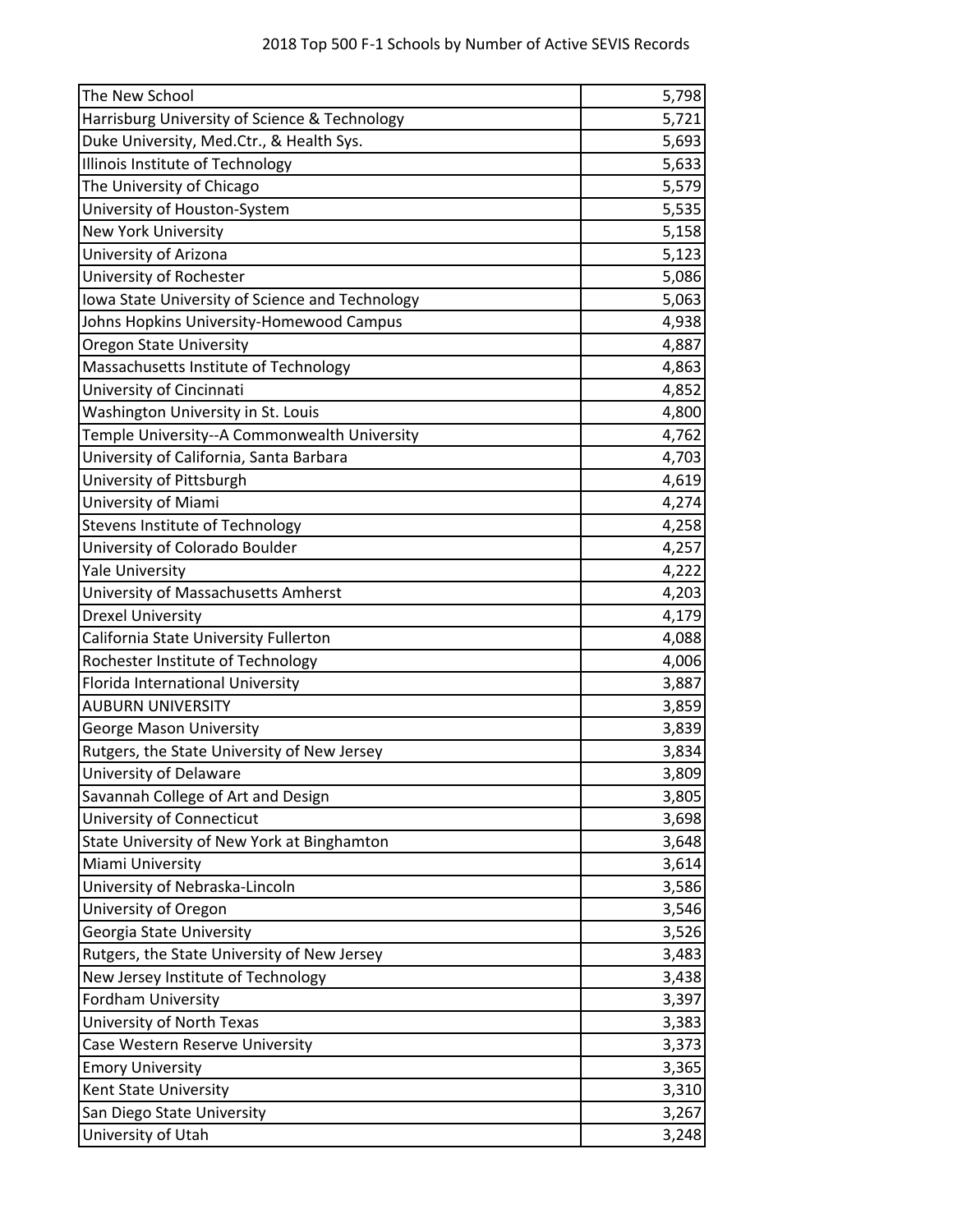| The New School | 5,798 |
|---|---|
| Harrisburg University of Science & Technology | 5,721 |
| Duke University, Med.Ctr., & Health Sys. | 5,693 |
| Illinois Institute of Technology | 5,633 |
| The University of Chicago | 5,579 |
| University of Houston-System | 5,535 |
| New York University | 5,158 |
| University of Arizona | 5,123 |
| University of Rochester | 5,086 |
| Iowa State University of Science and Technology | 5,063 |
| Johns Hopkins University-Homewood Campus | 4,938 |
| Oregon State University | 4,887 |
| Massachusetts Institute of Technology | 4,863 |
| University of Cincinnati | 4,852 |
| Washington University in St. Louis | 4,800 |
| Temple University--A Commonwealth University | 4,762 |
| University of California, Santa Barbara | 4,703 |
| University of Pittsburgh | 4,619 |
| University of Miami | 4,274 |
| Stevens Institute of Technology | 4,258 |
| University of Colorado Boulder | 4,257 |
| Yale University | 4,222 |
| University of Massachusetts Amherst | 4,203 |
| Drexel University | 4,179 |
| California State University Fullerton | 4,088 |
| Rochester Institute of Technology | 4,006 |
| Florida International University | 3,887 |
| AUBURN UNIVERSITY | 3,859 |
| George Mason University | 3,839 |
| Rutgers, the State University of New Jersey | 3,834 |
| University of Delaware | 3,809 |
| Savannah College of Art and Design | 3,805 |
| University of Connecticut | 3,698 |
| State University of New York at Binghamton | 3,648 |
| Miami University | 3,614 |
| University of Nebraska-Lincoln | 3,586 |
| University of Oregon | 3,546 |
| Georgia State University | 3,526 |
| Rutgers, the State University of New Jersey | 3,483 |
| New Jersey Institute of Technology | 3,438 |
| Fordham University | 3,397 |
| University of North Texas | 3,383 |
| Case Western Reserve University | 3,373 |
| Emory University | 3,365 |
| Kent State University | 3,310 |
| San Diego State University | 3,267 |
| University of Utah | 3,248 |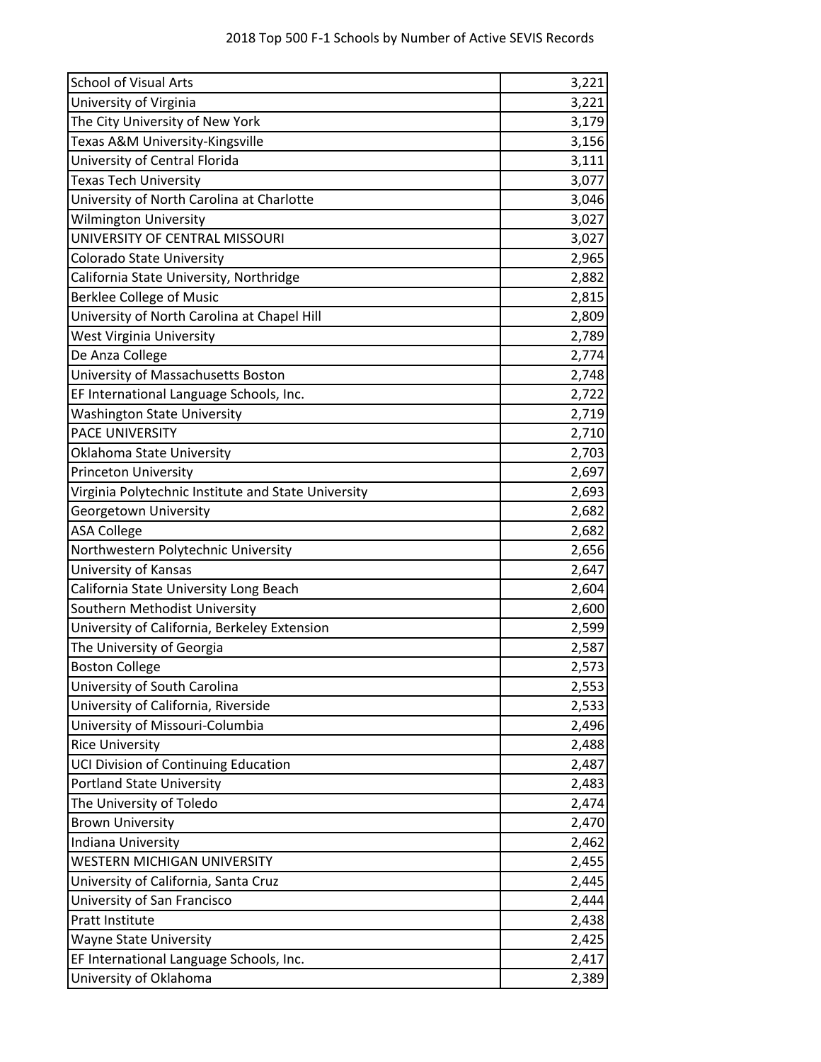| School of Visual Arts | 3,221 |
|---|---:|
| University of Virginia | 3,221 |
| The City University of New York | 3,179 |
| Texas A&M University-Kingsville | 3,156 |
| University of Central Florida | 3,111 |
| Texas Tech University | 3,077 |
| University of North Carolina at Charlotte | 3,046 |
| Wilmington University | 3,027 |
| UNIVERSITY OF CENTRAL MISSOURI | 3,027 |
| Colorado State University | 2,965 |
| California State University, Northridge | 2,882 |
| Berklee College of Music | 2,815 |
| University of North Carolina at Chapel Hill | 2,809 |
| West Virginia University | 2,789 |
| De Anza College | 2,774 |
| University of Massachusetts Boston | 2,748 |
| EF International Language Schools, Inc. | 2,722 |
| Washington State University | 2,719 |
| PACE UNIVERSITY | 2,710 |
| Oklahoma State University | 2,703 |
| Princeton University | 2,697 |
| Virginia Polytechnic Institute and State University | 2,693 |
| Georgetown University | 2,682 |
| ASA College | 2,682 |
| Northwestern Polytechnic University | 2,656 |
| University of Kansas | 2,647 |
| California State University Long Beach | 2,604 |
| Southern Methodist University | 2,600 |
| University of California, Berkeley Extension | 2,599 |
| The University of Georgia | 2,587 |
| Boston College | 2,573 |
| University of South Carolina | 2,553 |
| University of California, Riverside | 2,533 |
| University of Missouri-Columbia | 2,496 |
| Rice University | 2,488 |
| UCI Division of Continuing Education | 2,487 |
| Portland State University | 2,483 |
| The University of Toledo | 2,474 |
| Brown University | 2,470 |
| Indiana University | 2,462 |
| WESTERN MICHIGAN UNIVERSITY | 2,455 |
| University of California, Santa Cruz | 2,445 |
| University of San Francisco | 2,444 |
| Pratt Institute | 2,438 |
| Wayne State University | 2,425 |
| EF International Language Schools, Inc. | 2,417 |
| University of Oklahoma | 2,389 |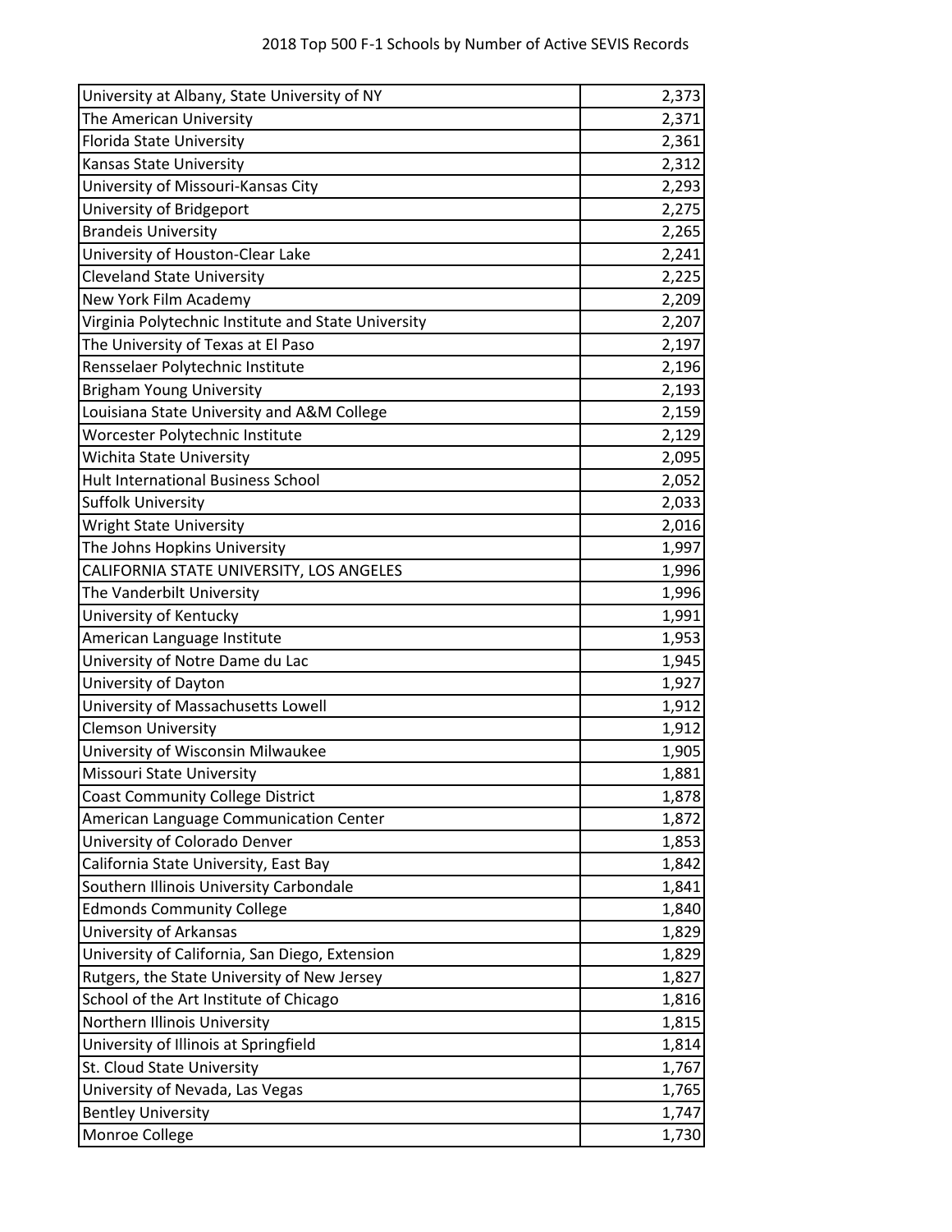| | |
|---|---:|
| University at Albany, State University of NY | 2,373 |
| The American University | 2,371 |
| Florida State University | 2,361 |
| Kansas State University | 2,312 |
| University of Missouri-Kansas City | 2,293 |
| University of Bridgeport | 2,275 |
| Brandeis University | 2,265 |
| University of Houston-Clear Lake | 2,241 |
| Cleveland State University | 2,225 |
| New York Film Academy | 2,209 |
| Virginia Polytechnic Institute and State University | 2,207 |
| The University of Texas at El Paso | 2,197 |
| Rensselaer Polytechnic Institute | 2,196 |
| Brigham Young University | 2,193 |
| Louisiana State University and A&M College | 2,159 |
| Worcester Polytechnic Institute | 2,129 |
| Wichita State University | 2,095 |
| Hult International Business School | 2,052 |
| Suffolk University | 2,033 |
| Wright State University | 2,016 |
| The Johns Hopkins University | 1,997 |
| CALIFORNIA STATE UNIVERSITY, LOS ANGELES | 1,996 |
| The Vanderbilt University | 1,996 |
| University of Kentucky | 1,991 |
| American Language Institute | 1,953 |
| University of Notre Dame du Lac | 1,945 |
| University of Dayton | 1,927 |
| University of Massachusetts Lowell | 1,912 |
| Clemson University | 1,912 |
| University of Wisconsin Milwaukee | 1,905 |
| Missouri State University | 1,881 |
| Coast Community College District | 1,878 |
| American Language Communication Center | 1,872 |
| University of Colorado Denver | 1,853 |
| California State University, East Bay | 1,842 |
| Southern Illinois University Carbondale | 1,841 |
| Edmonds Community College | 1,840 |
| University of Arkansas | 1,829 |
| University of California, San Diego, Extension | 1,829 |
| Rutgers, the State University of New Jersey | 1,827 |
| School of the Art Institute of Chicago | 1,816 |
| Northern Illinois University | 1,815 |
| University of Illinois at Springfield | 1,814 |
| St. Cloud State University | 1,767 |
| University of Nevada, Las Vegas | 1,765 |
| Bentley University | 1,747 |
| Monroe College | 1,730 |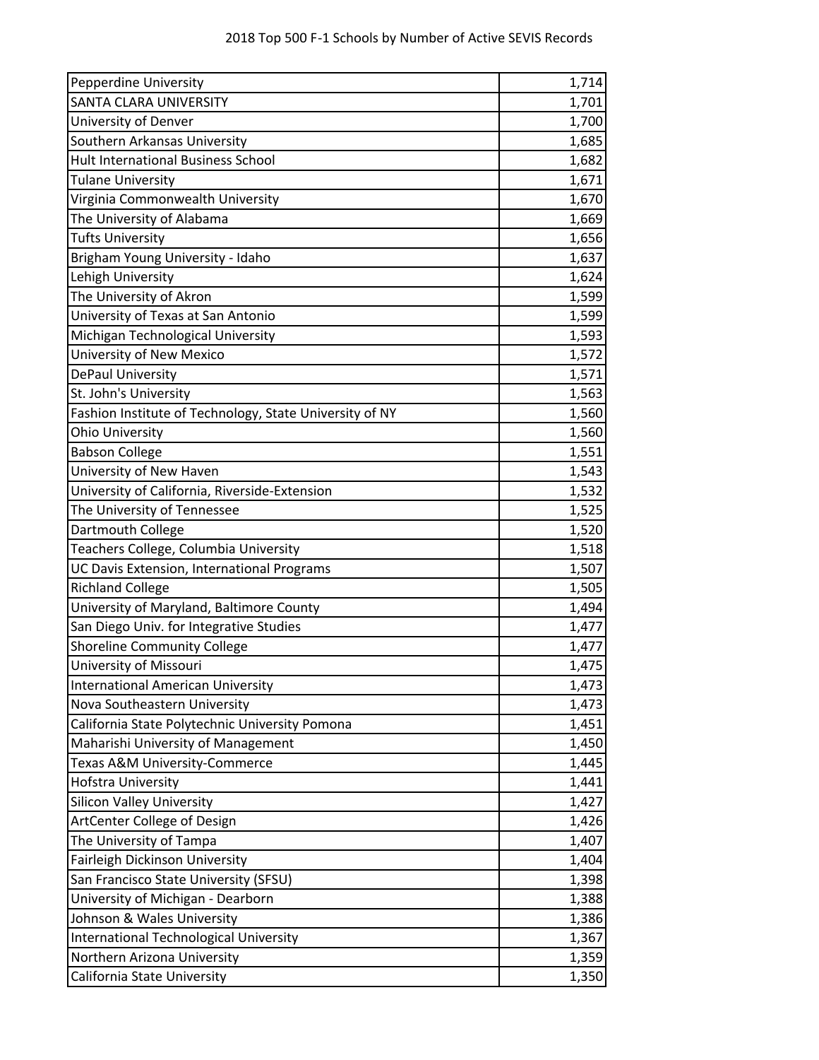| | |
|---|---|
| Pepperdine University | 1,714 |
| SANTA CLARA UNIVERSITY | 1,701 |
| University of Denver | 1,700 |
| Southern Arkansas University | 1,685 |
| Hult International Business School | 1,682 |
| Tulane University | 1,671 |
| Virginia Commonwealth University | 1,670 |
| The University of Alabama | 1,669 |
| Tufts University | 1,656 |
| Brigham Young University - Idaho | 1,637 |
| Lehigh University | 1,624 |
| The University of Akron | 1,599 |
| University of Texas at San Antonio | 1,599 |
| Michigan Technological University | 1,593 |
| University of New Mexico | 1,572 |
| DePaul University | 1,571 |
| St. John's University | 1,563 |
| Fashion Institute of Technology, State University of NY | 1,560 |
| Ohio University | 1,560 |
| Babson College | 1,551 |
| University of New Haven | 1,543 |
| University of California, Riverside-Extension | 1,532 |
| The University of Tennessee | 1,525 |
| Dartmouth College | 1,520 |
| Teachers College, Columbia University | 1,518 |
| UC Davis Extension, International Programs | 1,507 |
| Richland College | 1,505 |
| University of Maryland, Baltimore County | 1,494 |
| San Diego Univ. for Integrative Studies | 1,477 |
| Shoreline Community College | 1,477 |
| University of Missouri | 1,475 |
| International American University | 1,473 |
| Nova Southeastern University | 1,473 |
| California State Polytechnic University Pomona | 1,451 |
| Maharishi University of Management | 1,450 |
| Texas A&M University-Commerce | 1,445 |
| Hofstra University | 1,441 |
| Silicon Valley University | 1,427 |
| ArtCenter College of Design | 1,426 |
| The University of Tampa | 1,407 |
| Fairleigh Dickinson University | 1,404 |
| San Francisco State University (SFSU) | 1,398 |
| University of Michigan - Dearborn | 1,388 |
| Johnson & Wales University | 1,386 |
| International Technological University | 1,367 |
| Northern Arizona University | 1,359 |
| California State University | 1,350 |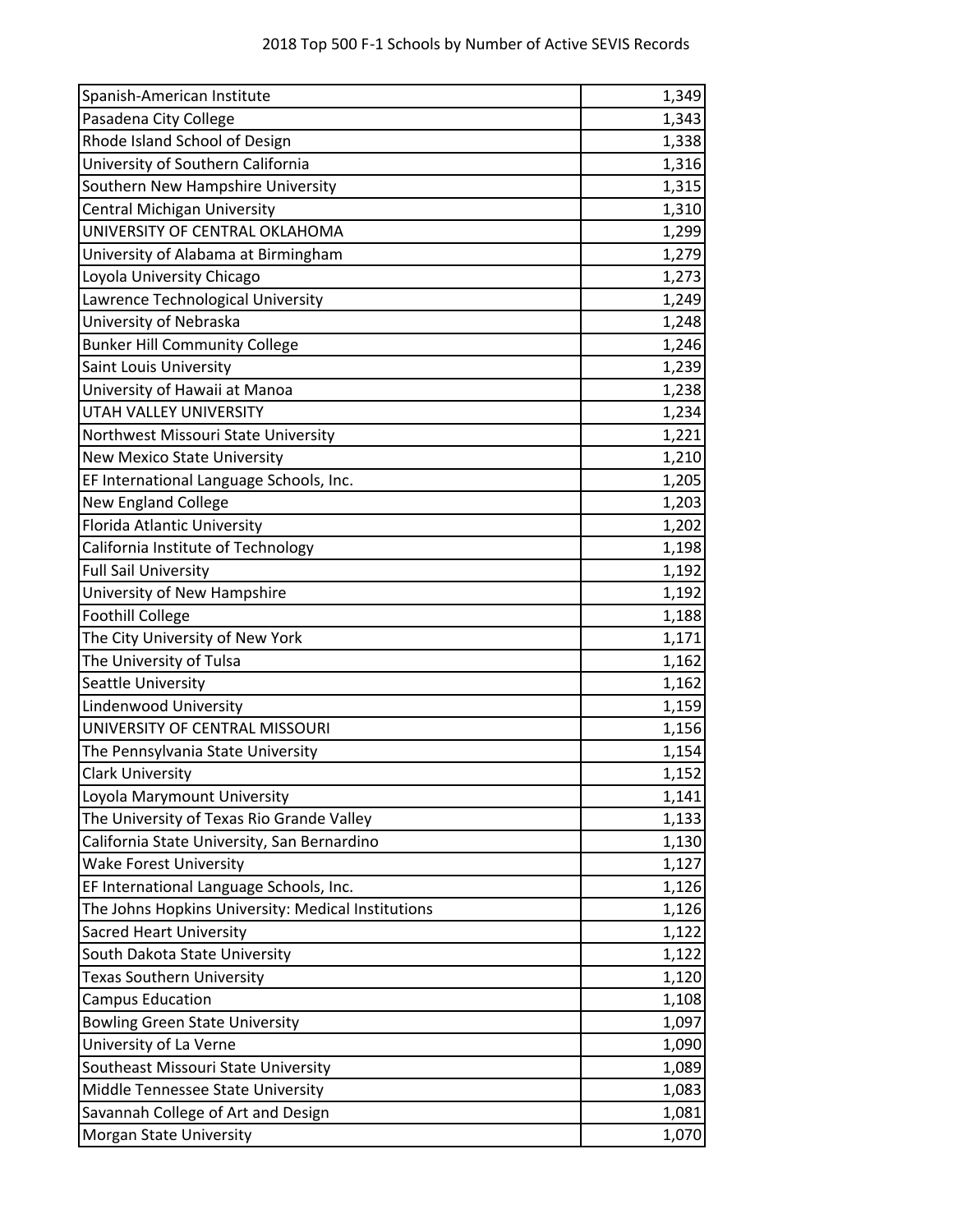| Spanish-American Institute | 1,349 |
|---|---|
| Pasadena City College | 1,343 |
| Rhode Island School of Design | 1,338 |
| University of Southern California | 1,316 |
| Southern New Hampshire University | 1,315 |
| Central Michigan University | 1,310 |
| UNIVERSITY OF CENTRAL OKLAHOMA | 1,299 |
| University of Alabama at Birmingham | 1,279 |
| Loyola University Chicago | 1,273 |
| Lawrence Technological University | 1,249 |
| University of Nebraska | 1,248 |
| Bunker Hill Community College | 1,246 |
| Saint Louis University | 1,239 |
| University of Hawaii at Manoa | 1,238 |
| UTAH VALLEY UNIVERSITY | 1,234 |
| Northwest Missouri State University | 1,221 |
| New Mexico State University | 1,210 |
| EF International Language Schools, Inc. | 1,205 |
| New England College | 1,203 |
| Florida Atlantic University | 1,202 |
| California Institute of Technology | 1,198 |
| Full Sail University | 1,192 |
| University of New Hampshire | 1,192 |
| Foothill College | 1,188 |
| The City University of New York | 1,171 |
| The University of Tulsa | 1,162 |
| Seattle University | 1,162 |
| Lindenwood University | 1,159 |
| UNIVERSITY OF CENTRAL MISSOURI | 1,156 |
| The Pennsylvania State University | 1,154 |
| Clark University | 1,152 |
| Loyola Marymount University | 1,141 |
| The University of Texas Rio Grande Valley | 1,133 |
| California State University, San Bernardino | 1,130 |
| Wake Forest University | 1,127 |
| EF International Language Schools, Inc. | 1,126 |
| The Johns Hopkins University: Medical Institutions | 1,126 |
| Sacred Heart University | 1,122 |
| South Dakota State University | 1,122 |
| Texas Southern University | 1,120 |
| Campus Education | 1,108 |
| Bowling Green State University | 1,097 |
| University of La Verne | 1,090 |
| Southeast Missouri State University | 1,089 |
| Middle Tennessee State University | 1,083 |
| Savannah College of Art and Design | 1,081 |
| Morgan State University | 1,070 |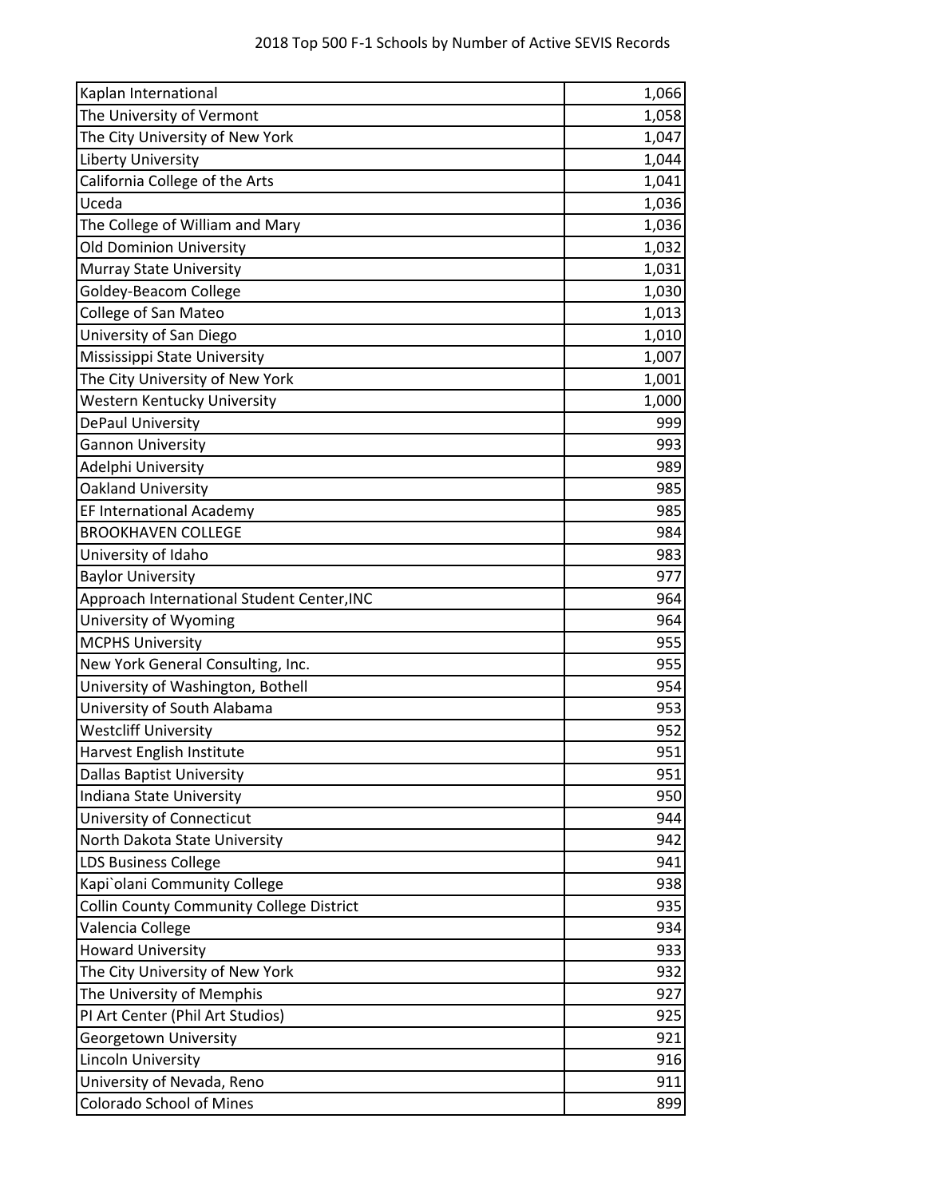| Kaplan International | 1,066 |
|---|---:|
| The University of Vermont | 1,058 |
| The City University of New York | 1,047 |
| Liberty University | 1,044 |
| California College of the Arts | 1,041 |
| Uceda | 1,036 |
| The College of William and Mary | 1,036 |
| Old Dominion University | 1,032 |
| Murray State University | 1,031 |
| Goldey-Beacom College | 1,030 |
| College of San Mateo | 1,013 |
| University of San Diego | 1,010 |
| Mississippi State University | 1,007 |
| The City University of New York | 1,001 |
| Western Kentucky University | 1,000 |
| DePaul University | 999 |
| Gannon University | 993 |
| Adelphi University | 989 |
| Oakland University | 985 |
| EF International Academy | 985 |
| BROOKHAVEN COLLEGE | 984 |
| University of Idaho | 983 |
| Baylor University | 977 |
| Approach International Student Center,INC | 964 |
| University of Wyoming | 964 |
| MCPHS University | 955 |
| New York General Consulting, Inc. | 955 |
| University of Washington, Bothell | 954 |
| University of South Alabama | 953 |
| Westcliff University | 952 |
| Harvest English Institute | 951 |
| Dallas Baptist University | 951 |
| Indiana State University | 950 |
| University of Connecticut | 944 |
| North Dakota State University | 942 |
| LDS Business College | 941 |
| Kapi`olani Community College | 938 |
| Collin County Community College District | 935 |
| Valencia College | 934 |
| Howard University | 933 |
| The City University of New York | 932 |
| The University of Memphis | 927 |
| PI Art Center (Phil Art Studios) | 925 |
| Georgetown University | 921 |
| Lincoln University | 916 |
| University of Nevada, Reno | 911 |
| Colorado School of Mines | 899 |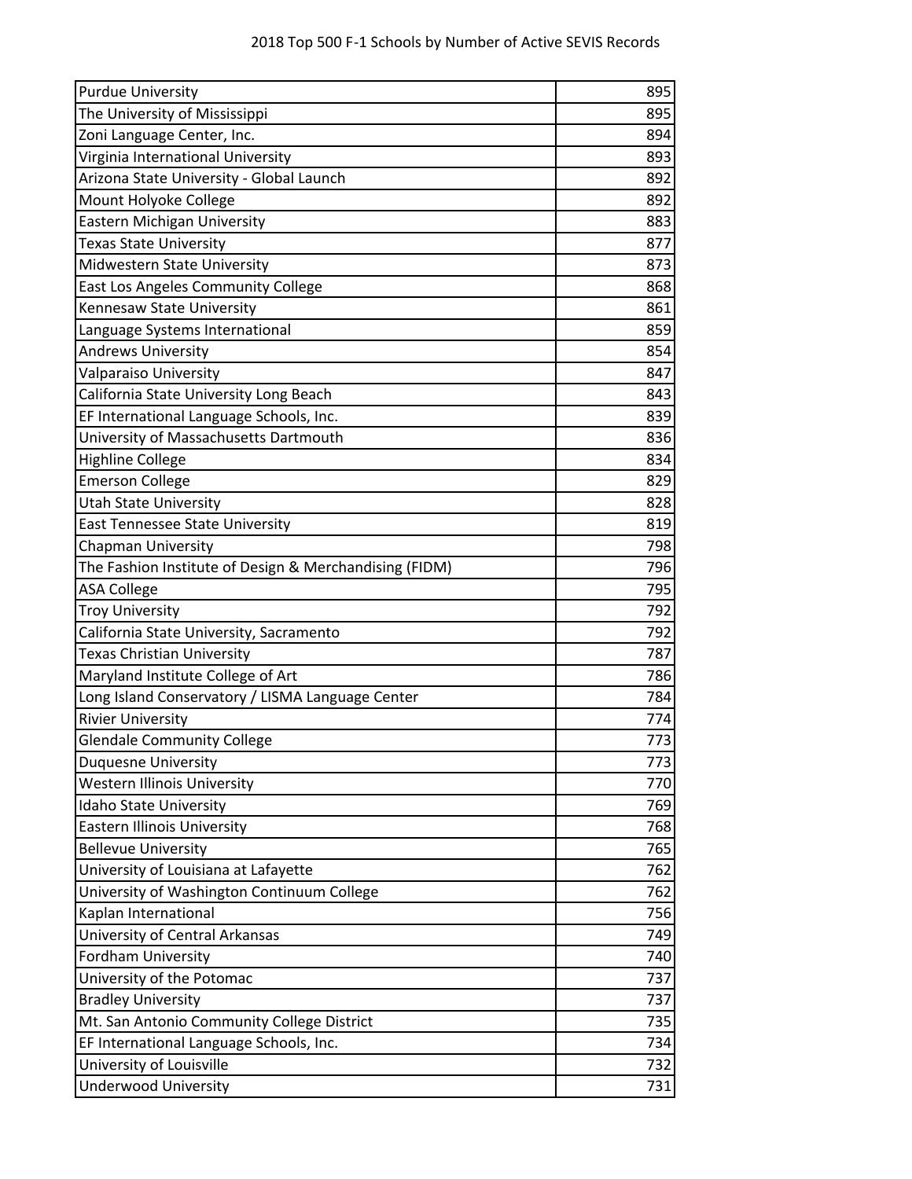| Purdue University | 895 |
|---|---|
| The University of Mississippi | 895 |
| Zoni Language Center, Inc. | 894 |
| Virginia International University | 893 |
| Arizona State University - Global Launch | 892 |
| Mount Holyoke College | 892 |
| Eastern Michigan University | 883 |
| Texas State University | 877 |
| Midwestern State University | 873 |
| East Los Angeles Community College | 868 |
| Kennesaw State University | 861 |
| Language Systems International | 859 |
| Andrews University | 854 |
| Valparaiso University | 847 |
| California State University Long Beach | 843 |
| EF International Language Schools, Inc. | 839 |
| University of Massachusetts Dartmouth | 836 |
| Highline College | 834 |
| Emerson College | 829 |
| Utah State University | 828 |
| East Tennessee State University | 819 |
| Chapman University | 798 |
| The Fashion Institute of Design & Merchandising (FIDM) | 796 |
| ASA College | 795 |
| Troy University | 792 |
| California State University, Sacramento | 792 |
| Texas Christian University | 787 |
| Maryland Institute College of Art | 786 |
| Long Island Conservatory / LISMA Language Center | 784 |
| Rivier University | 774 |
| Glendale Community College | 773 |
| Duquesne University | 773 |
| Western Illinois University | 770 |
| Idaho State University | 769 |
| Eastern Illinois University | 768 |
| Bellevue University | 765 |
| University of Louisiana at Lafayette | 762 |
| University of Washington Continuum College | 762 |
| Kaplan International | 756 |
| University of Central Arkansas | 749 |
| Fordham University | 740 |
| University of the Potomac | 737 |
| Bradley University | 737 |
| Mt. San Antonio Community College District | 735 |
| EF International Language Schools, Inc. | 734 |
| University of Louisville | 732 |
| Underwood University | 731 |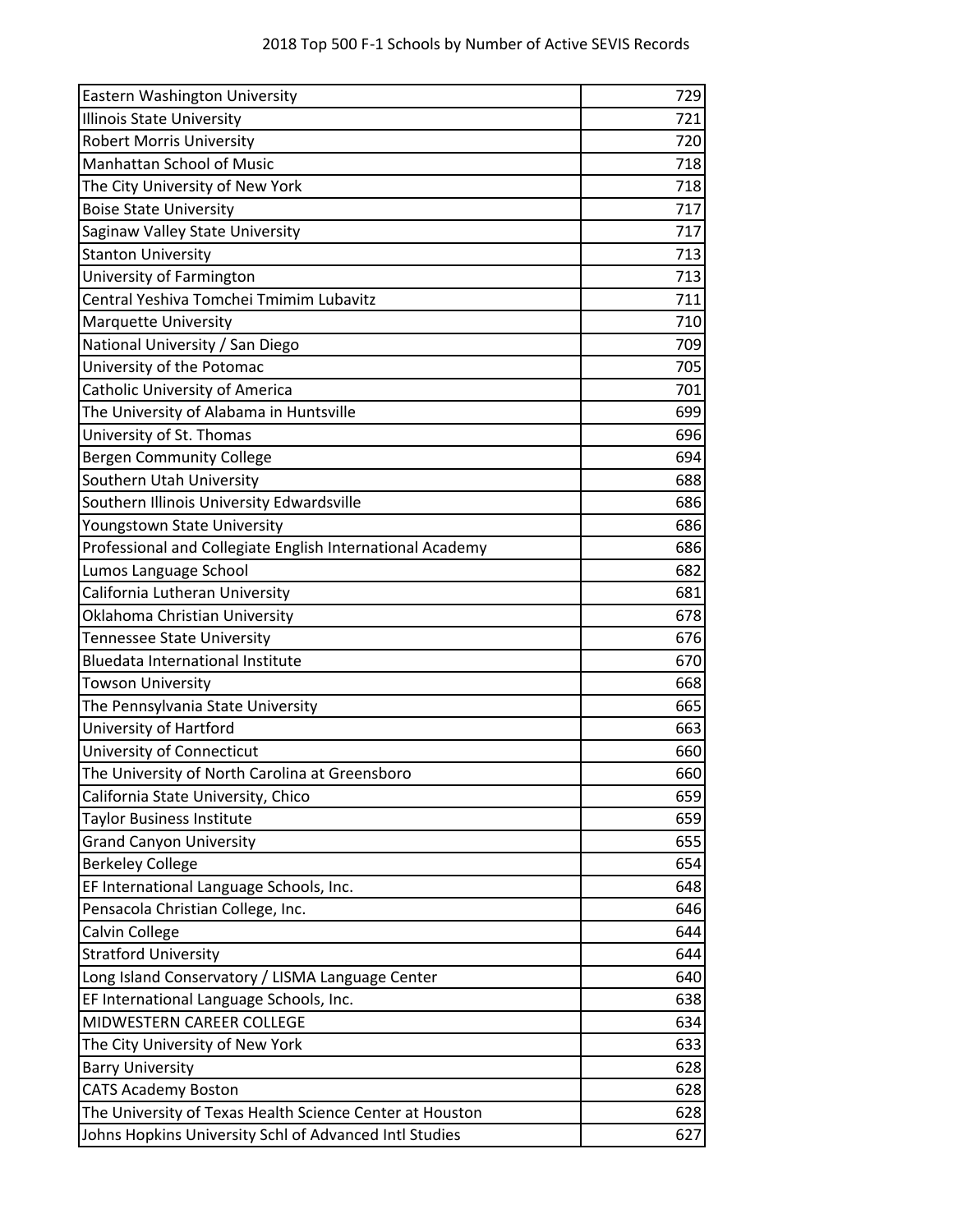| Eastern Washington University | 729 |
|---|---|
| Illinois State University | 721 |
| Robert Morris University | 720 |
| Manhattan School of Music | 718 |
| The City University of New York | 718 |
| Boise State University | 717 |
| Saginaw Valley State University | 717 |
| Stanton University | 713 |
| University of Farmington | 713 |
| Central Yeshiva Tomchei Tmimim Lubavitz | 711 |
| Marquette University | 710 |
| National University / San Diego | 709 |
| University of the Potomac | 705 |
| Catholic University of America | 701 |
| The University of Alabama in Huntsville | 699 |
| University of St. Thomas | 696 |
| Bergen Community College | 694 |
| Southern Utah University | 688 |
| Southern Illinois University Edwardsville | 686 |
| Youngstown State University | 686 |
| Professional and Collegiate English International Academy | 686 |
| Lumos Language School | 682 |
| California Lutheran University | 681 |
| Oklahoma Christian University | 678 |
| Tennessee State University | 676 |
| Bluedata International Institute | 670 |
| Towson University | 668 |
| The Pennsylvania State University | 665 |
| University of Hartford | 663 |
| University of Connecticut | 660 |
| The University of North Carolina at Greensboro | 660 |
| California State University, Chico | 659 |
| Taylor Business Institute | 659 |
| Grand Canyon University | 655 |
| Berkeley College | 654 |
| EF International Language Schools, Inc. | 648 |
| Pensacola Christian College, Inc. | 646 |
| Calvin College | 644 |
| Stratford University | 644 |
| Long Island Conservatory / LISMA Language Center | 640 |
| EF International Language Schools, Inc. | 638 |
| MIDWESTERN CAREER COLLEGE | 634 |
| The City University of New York | 633 |
| Barry University | 628 |
| CATS Academy Boston | 628 |
| The University of Texas Health Science Center at Houston | 628 |
| Johns Hopkins University Schl of Advanced Intl Studies | 627 |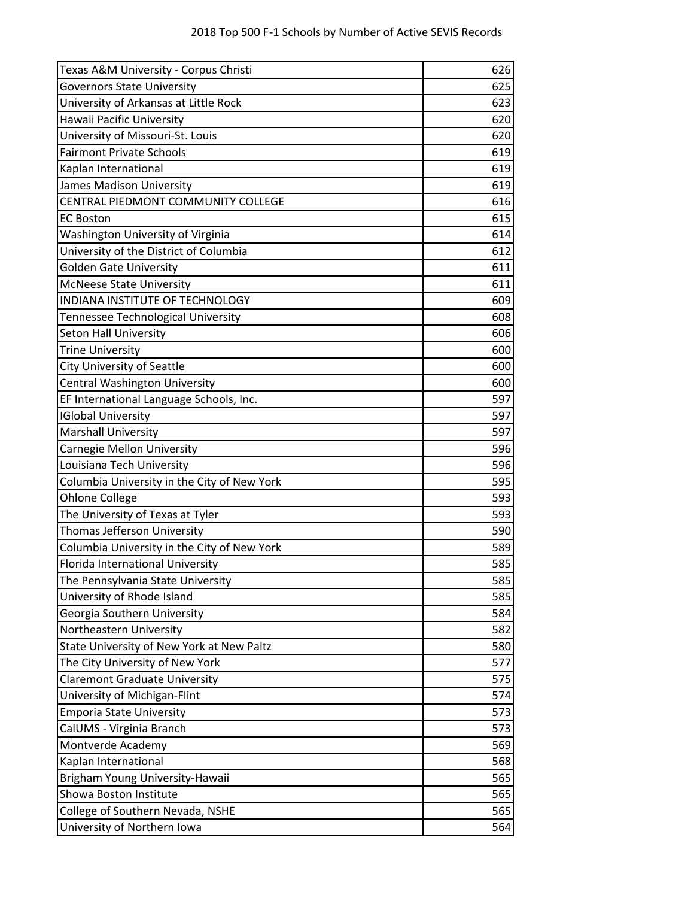2018 Top 500 F-1 Schools by Number of Active SEVIS Records

| | |
|---|---|
| Texas A&M University - Corpus Christi | 626 |
| Governors State University | 625 |
| University of Arkansas at Little Rock | 623 |
| Hawaii Pacific University | 620 |
| University of Missouri-St. Louis | 620 |
| Fairmont Private Schools | 619 |
| Kaplan International | 619 |
| James Madison University | 619 |
| CENTRAL PIEDMONT COMMUNITY COLLEGE | 616 |
| EC Boston | 615 |
| Washington University of Virginia | 614 |
| University of the District of Columbia | 612 |
| Golden Gate University | 611 |
| McNeese State University | 611 |
| INDIANA INSTITUTE OF TECHNOLOGY | 609 |
| Tennessee Technological University | 608 |
| Seton Hall University | 606 |
| Trine University | 600 |
| City University of Seattle | 600 |
| Central Washington University | 600 |
| EF International Language Schools, Inc. | 597 |
| IGlobal University | 597 |
| Marshall University | 597 |
| Carnegie Mellon University | 596 |
| Louisiana Tech University | 596 |
| Columbia University in the City of New York | 595 |
| Ohlone College | 593 |
| The University of Texas at Tyler | 593 |
| Thomas Jefferson University | 590 |
| Columbia University in the City of New York | 589 |
| Florida International University | 585 |
| The Pennsylvania State University | 585 |
| University of Rhode Island | 585 |
| Georgia Southern University | 584 |
| Northeastern University | 582 |
| State University of New York at New Paltz | 580 |
| The City University of New York | 577 |
| Claremont Graduate University | 575 |
| University of Michigan-Flint | 574 |
| Emporia State University | 573 |
| CalUMS - Virginia Branch | 573 |
| Montverde Academy | 569 |
| Kaplan International | 568 |
| Brigham Young University-Hawaii | 565 |
| Showa Boston Institute | 565 |
| College of Southern Nevada, NSHE | 565 |
| University of Northern Iowa | 564 |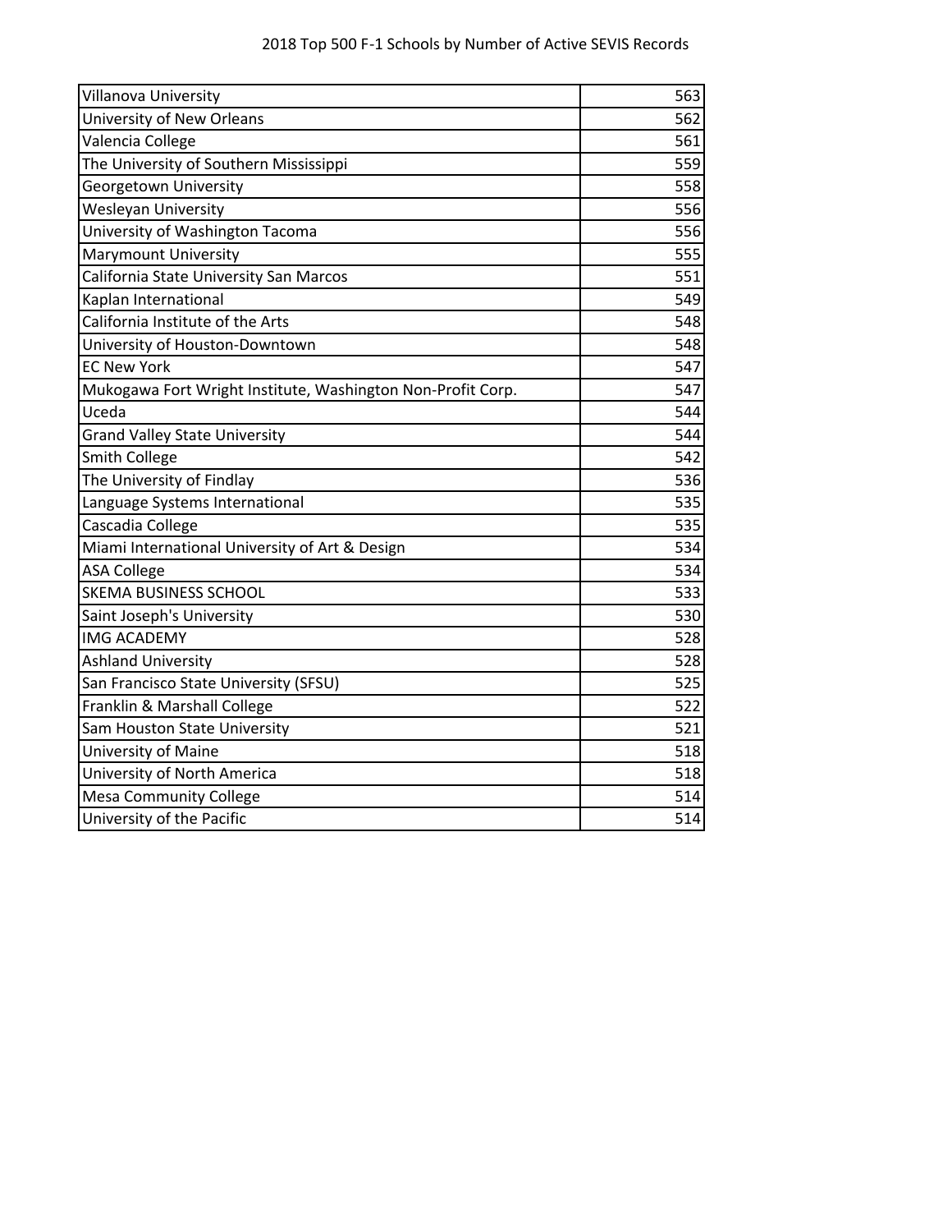| | |
|---|---|
| Villanova University | 563 |
| University of New Orleans | 562 |
| Valencia College | 561 |
| The University of Southern Mississippi | 559 |
| Georgetown University | 558 |
| Wesleyan University | 556 |
| University of Washington Tacoma | 556 |
| Marymount University | 555 |
| California State University San Marcos | 551 |
| Kaplan International | 549 |
| California Institute of the Arts | 548 |
| University of Houston-Downtown | 548 |
| EC New York | 547 |
| Mukogawa Fort Wright Institute, Washington Non-Profit Corp. | 547 |
| Uceda | 544 |
| Grand Valley State University | 544 |
| Smith College | 542 |
| The University of Findlay | 536 |
| Language Systems International | 535 |
| Cascadia College | 535 |
| Miami International University of Art & Design | 534 |
| ASA College | 534 |
| SKEMA BUSINESS SCHOOL | 533 |
| Saint Joseph's University | 530 |
| IMG ACADEMY | 528 |
| Ashland University | 528 |
| San Francisco State University (SFSU) | 525 |
| Franklin & Marshall College | 522 |
| Sam Houston State University | 521 |
| University of Maine | 518 |
| University of North America | 518 |
| Mesa Community College | 514 |
| University of the Pacific | 514 |